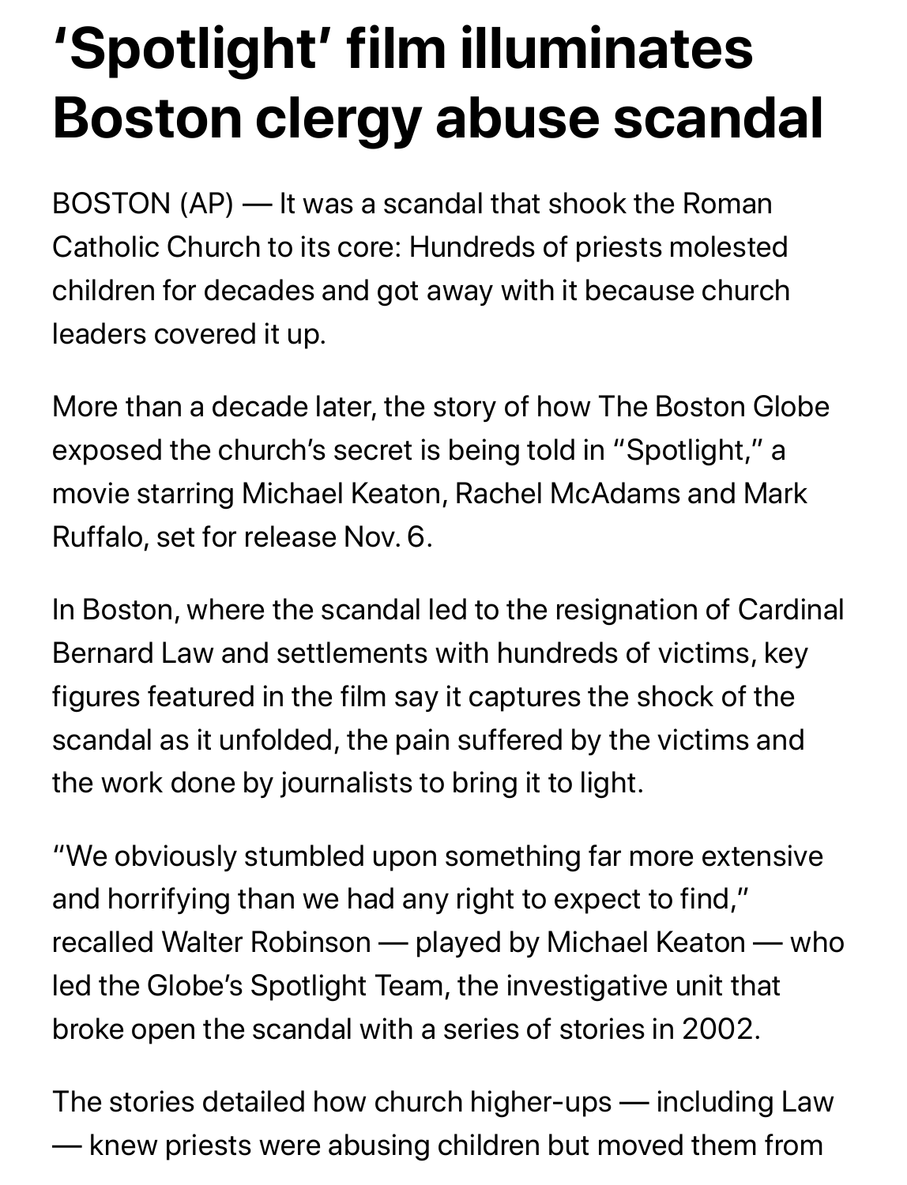# 'Spotlight' film illuminates Boston clergy abuse scandal

BOSTON (AP) — It was a scandal that shook the Roman Catholic Church to its core: Hundreds of priests molested children for decades and got away with it because church leaders covered it up.

More than a decade later, the story of how The Boston Globe exposed the church's secret is being told in "Spotlight," a movie starring Michael Keaton, Rachel McAdams and Mark Ruffalo, set for release Nov. 6.

In Boston, where the scandal led to the resignation of Cardinal Bernard Law and settlements with hundreds of victims, key figures featured in the film say it captures the shock of the scandal as it unfolded, the pain suffered by the victims and the work done by journalists to bring it to light.

"We obviously stumbled upon something far more extensive and horrifying than we had any right to expect to find," recalled Walter Robinson — played by Michael Keaton — who led the Globe's Spotlight Team, the investigative unit that broke open the scandal with a series of stories in 2002.

The stories detailed how church higher-ups — including Law — knew priests were abusing children but moved them from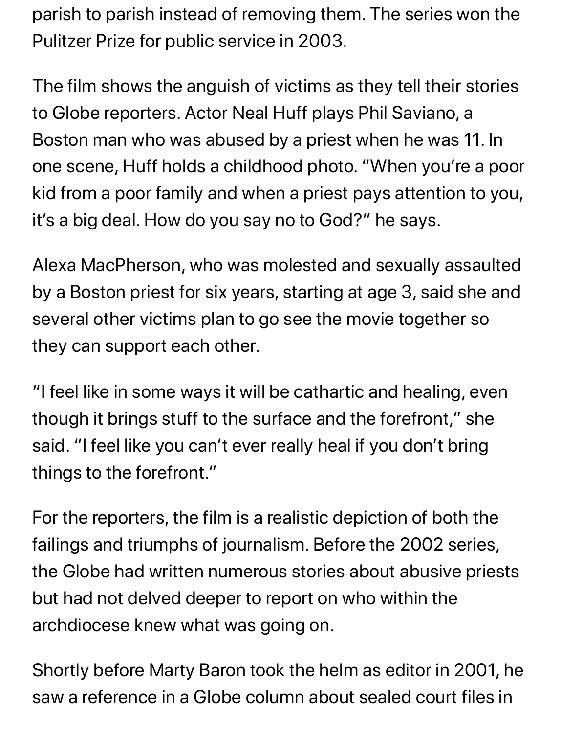parish to parish instead of removing them. The series won the Pulitzer Prize for public service in 2003.

The film shows the anguish of victims as they tell their stories to Globe reporters. Actor Neal Huff plays Phil Saviano, a Boston man who was abused by a priest when he was 11. In one scene, Huff holds a childhood photo. "When you're a poor kid from a poor family and when a priest pays attention to you, it's a big deal. How do you say no to God?" he says.

Alexa MacPherson, who was molested and sexually assaulted by a Boston priest for six years, starting at age 3, said she and several other victims plan to go see the movie together so they can support each other.

"I feel like in some ways it will be cathartic and healing, even though it brings stuff to the surface and the forefront," she said. "I feel like you can't ever really heal if you don't bring things to the forefront."

For the reporters, the film is a realistic depiction of both the failings and triumphs of journalism. Before the 2002 series, the Globe had written numerous stories about abusive priests but had not delved deeper to report on who within the archdiocese knew what was going on.

Shortly before Marty Baron took the helm as editor in 2001, he saw a reference in a Globe column about sealed court files in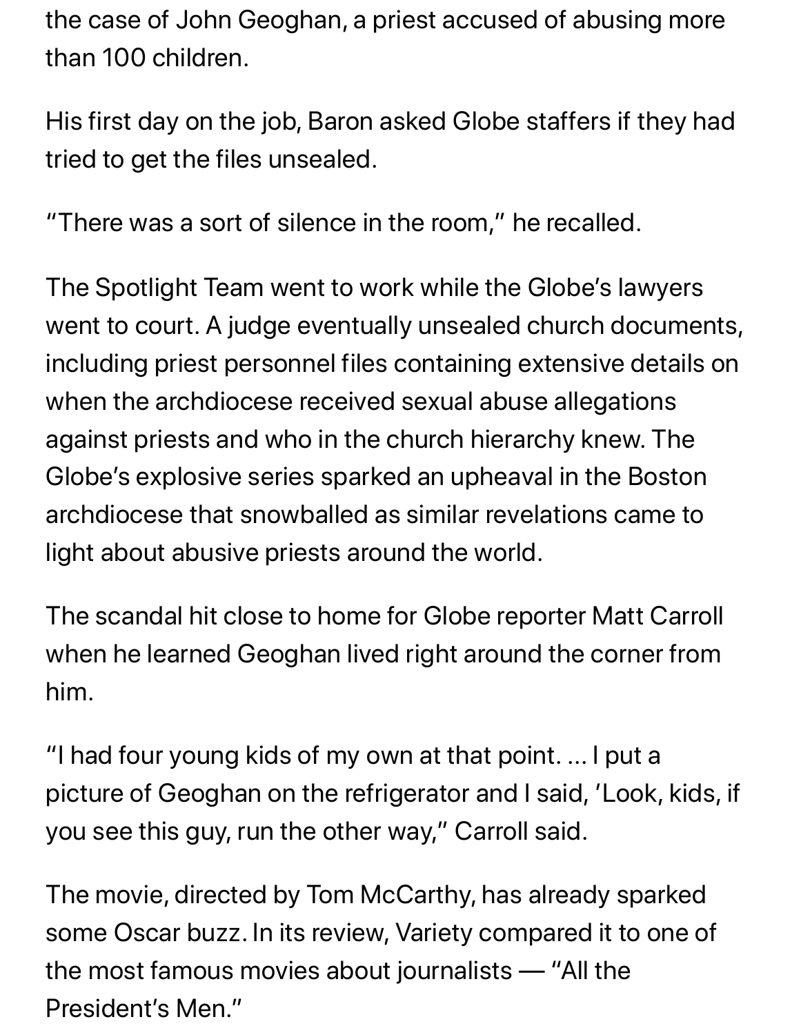the case of John Geoghan, a priest accused of abusing more than 100 children.

His first day on the job, Baron asked Globe staffers if they had tried to get the files unsealed.

"There was a sort of silence in the room," he recalled.

The Spotlight Team went to work while the Globe's lawyers went to court. A judge eventually unsealed church documents, including priest personnel files containing extensive details on when the archdiocese received sexual abuse allegations against priests and who in the church hierarchy knew. The Globe's explosive series sparked an upheaval in the Boston archdiocese that snowballed as similar revelations came to light about abusive priests around the world.

The scandal hit close to home for Globe reporter Matt Carroll when he learned Geoghan lived right around the corner from him.

"I had four young kids of my own at that point. ... I put a picture of Geoghan on the refrigerator and I said, 'Look, kids, if you see this guy, run the other way," Carroll said.

The movie, directed by Tom McCarthy, has already sparked some Oscar buzz. In its review, Variety compared it to one of the most famous movies about journalists — "All the President's Men."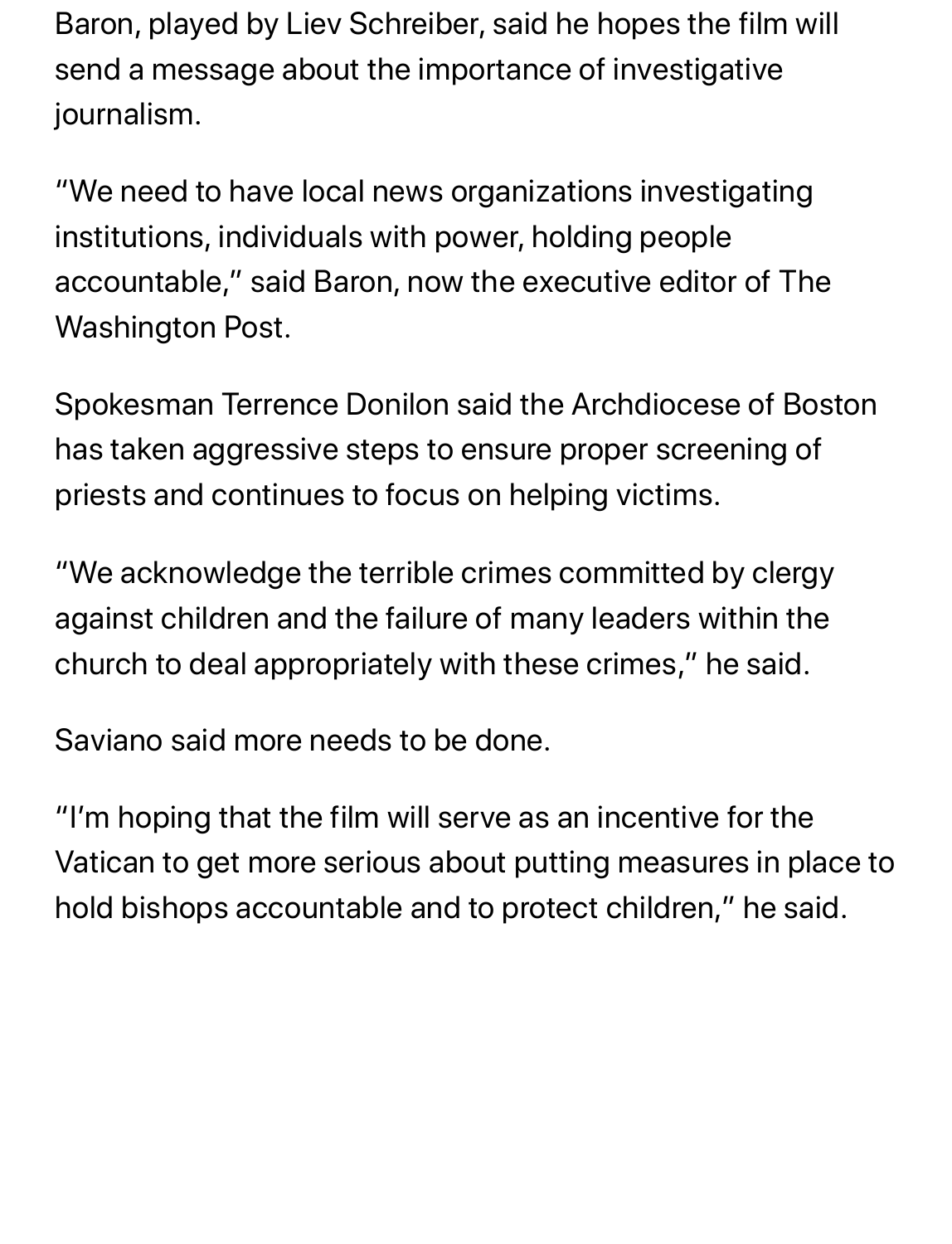Baron, played by Liev Schreiber, said he hopes the film will send a message about the importance of investigative journalism.

“We need to have local news organizations investigating institutions, individuals with power, holding people accountable,” said Baron, now the executive editor of The Washington Post.

Spokesman Terrence Donilon said the Archdiocese of Boston has taken aggressive steps to ensure proper screening of priests and continues to focus on helping victims.

“We acknowledge the terrible crimes committed by clergy against children and the failure of many leaders within the church to deal appropriately with these crimes,” he said.

Saviano said more needs to be done.

“I’m hoping that the film will serve as an incentive for the Vatican to get more serious about putting measures in place to hold bishops accountable and to protect children,” he said.